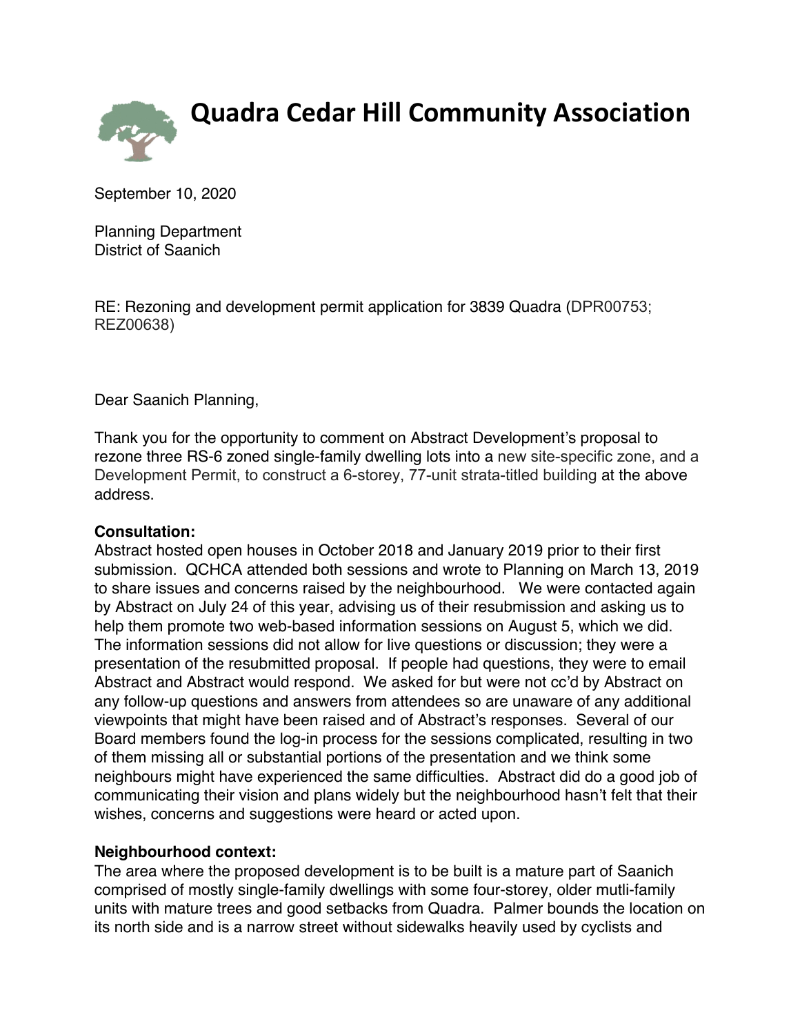# Quadra Cedar Hill Community Association

September 10, 2020

Planning Department
District of Saanich

RE: Rezoning and development permit application for 3839 Quadra (DPR00753; REZ00638)

Dear Saanich Planning,

Thank you for the opportunity to comment on Abstract Development's proposal to rezone three RS-6 zoned single-family dwelling lots into a new site-specific zone, and a Development Permit, to construct a 6-storey, 77-unit strata-titled building at the above address.

**Consultation:**
Abstract hosted open houses in October 2018 and January 2019 prior to their first submission. QCHCA attended both sessions and wrote to Planning on March 13, 2019 to share issues and concerns raised by the neighbourhood. We were contacted again by Abstract on July 24 of this year, advising us of their resubmission and asking us to help them promote two web-based information sessions on August 5, which we did. The information sessions did not allow for live questions or discussion; they were a presentation of the resubmitted proposal. If people had questions, they were to email Abstract and Abstract would respond. We asked for but were not cc'd by Abstract on any follow-up questions and answers from attendees so are unaware of any additional viewpoints that might have been raised and of Abstract's responses. Several of our Board members found the log-in process for the sessions complicated, resulting in two of them missing all or substantial portions of the presentation and we think some neighbours might have experienced the same difficulties. Abstract did do a good job of communicating their vision and plans widely but the neighbourhood hasn't felt that their wishes, concerns and suggestions were heard or acted upon.

**Neighbourhood context:**
The area where the proposed development is to be built is a mature part of Saanich comprised of mostly single-family dwellings with some four-storey, older mutli-family units with mature trees and good setbacks from Quadra. Palmer bounds the location on its north side and is a narrow street without sidewalks heavily used by cyclists and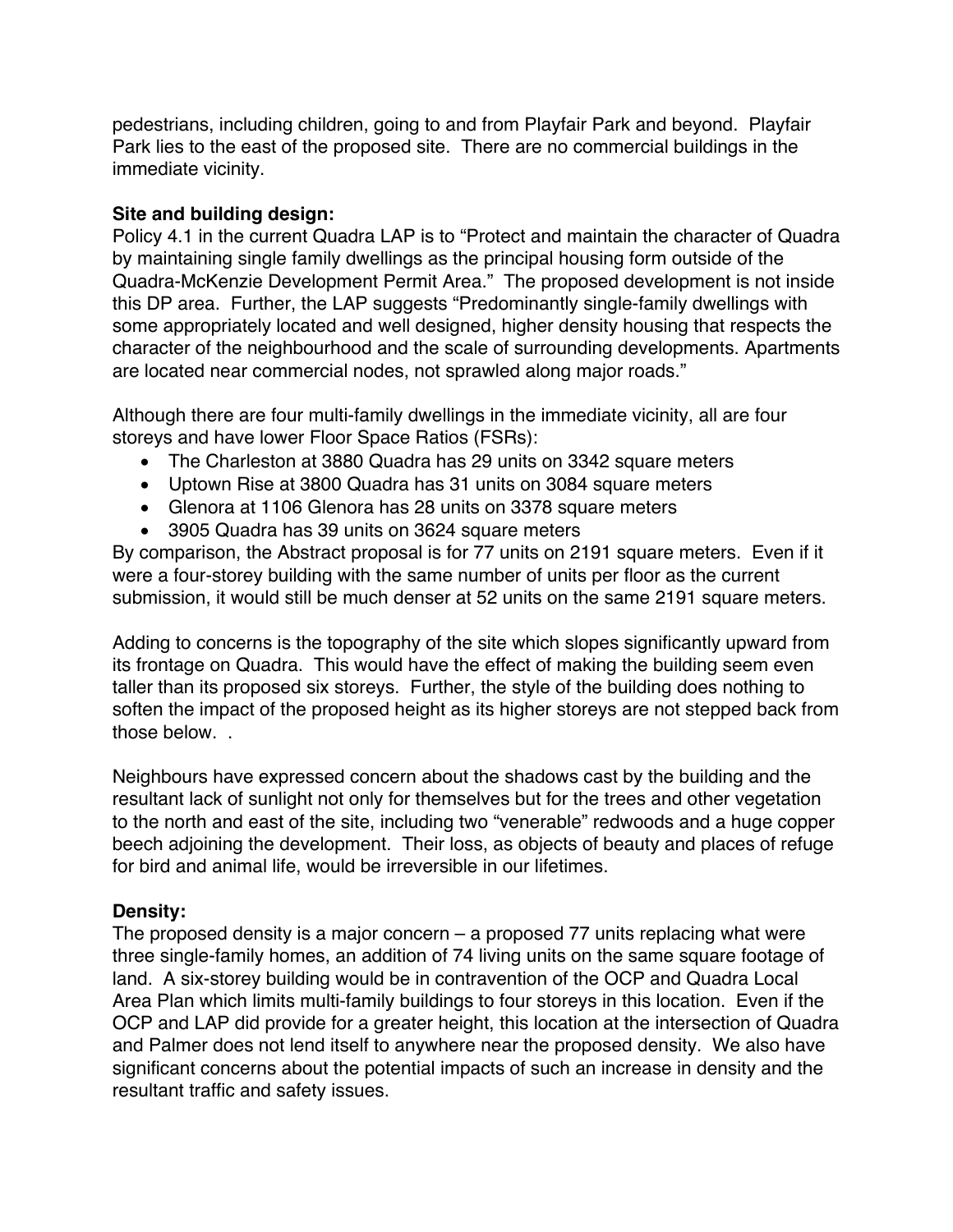pedestrians, including children, going to and from Playfair Park and beyond. Playfair Park lies to the east of the proposed site. There are no commercial buildings in the immediate vicinity.

**Site and building design:**
Policy 4.1 in the current Quadra LAP is to "Protect and maintain the character of Quadra by maintaining single family dwellings as the principal housing form outside of the Quadra-McKenzie Development Permit Area." The proposed development is not inside this DP area. Further, the LAP suggests "Predominantly single-family dwellings with some appropriately located and well designed, higher density housing that respects the character of the neighbourhood and the scale of surrounding developments. Apartments are located near commercial nodes, not sprawled along major roads."

Although there are four multi-family dwellings in the immediate vicinity, all are four storeys and have lower Floor Space Ratios (FSRs):

- The Charleston at 3880 Quadra has 29 units on 3342 square meters
- Uptown Rise at 3800 Quadra has 31 units on 3084 square meters
- Glenora at 1106 Glenora has 28 units on 3378 square meters
- 3905 Quadra has 39 units on 3624 square meters

By comparison, the Abstract proposal is for 77 units on 2191 square meters. Even if it were a four-storey building with the same number of units per floor as the current submission, it would still be much denser at 52 units on the same 2191 square meters.

Adding to concerns is the topography of the site which slopes significantly upward from its frontage on Quadra. This would have the effect of making the building seem even taller than its proposed six storeys. Further, the style of the building does nothing to soften the impact of the proposed height as its higher storeys are not stepped back from those below. .

Neighbours have expressed concern about the shadows cast by the building and the resultant lack of sunlight not only for themselves but for the trees and other vegetation to the north and east of the site, including two "venerable" redwoods and a huge copper beech adjoining the development. Their loss, as objects of beauty and places of refuge for bird and animal life, would be irreversible in our lifetimes.

**Density:**
The proposed density is a major concern – a proposed 77 units replacing what were three single-family homes, an addition of 74 living units on the same square footage of land. A six-storey building would be in contravention of the OCP and Quadra Local Area Plan which limits multi-family buildings to four storeys in this location. Even if the OCP and LAP did provide for a greater height, this location at the intersection of Quadra and Palmer does not lend itself to anywhere near the proposed density. We also have significant concerns about the potential impacts of such an increase in density and the resultant traffic and safety issues.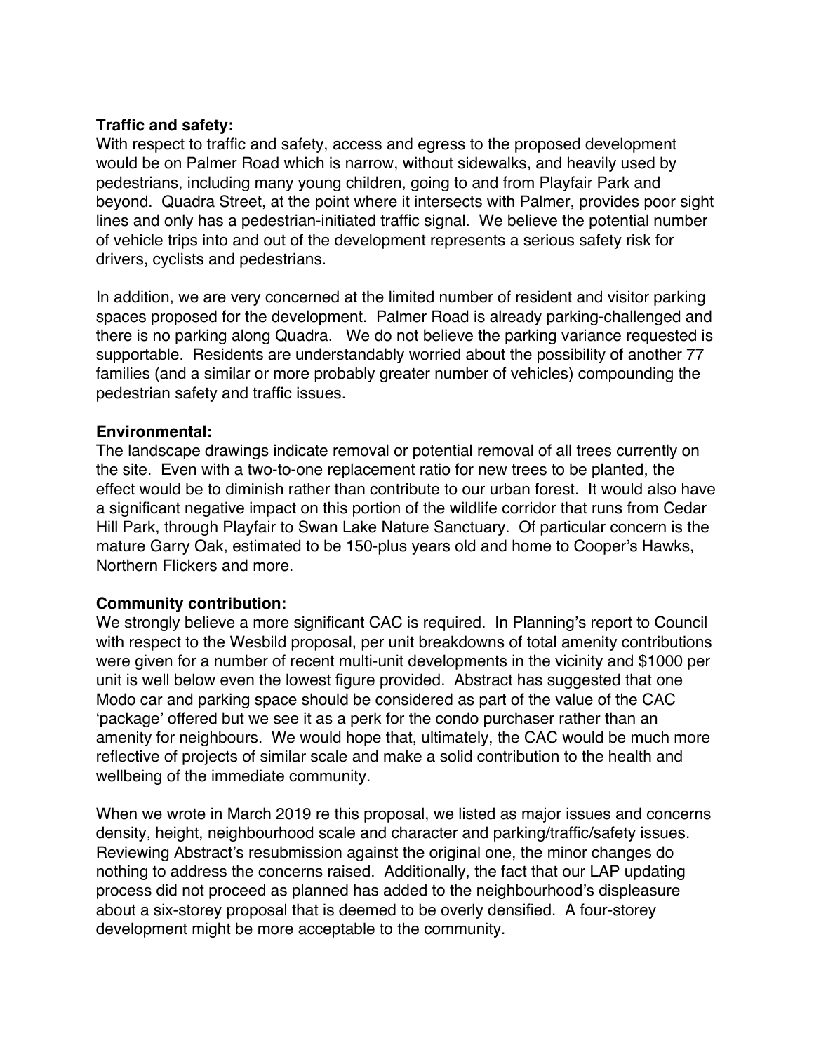**Traffic and safety:**
With respect to traffic and safety, access and egress to the proposed development would be on Palmer Road which is narrow, without sidewalks, and heavily used by pedestrians, including many young children, going to and from Playfair Park and beyond. Quadra Street, at the point where it intersects with Palmer, provides poor sight lines and only has a pedestrian-initiated traffic signal. We believe the potential number of vehicle trips into and out of the development represents a serious safety risk for drivers, cyclists and pedestrians.

In addition, we are very concerned at the limited number of resident and visitor parking spaces proposed for the development. Palmer Road is already parking-challenged and there is no parking along Quadra. We do not believe the parking variance requested is supportable. Residents are understandably worried about the possibility of another 77 families (and a similar or more probably greater number of vehicles) compounding the pedestrian safety and traffic issues.

**Environmental:**
The landscape drawings indicate removal or potential removal of all trees currently on the site. Even with a two-to-one replacement ratio for new trees to be planted, the effect would be to diminish rather than contribute to our urban forest. It would also have a significant negative impact on this portion of the wildlife corridor that runs from Cedar Hill Park, through Playfair to Swan Lake Nature Sanctuary. Of particular concern is the mature Garry Oak, estimated to be 150-plus years old and home to Cooper's Hawks, Northern Flickers and more.

**Community contribution:**
We strongly believe a more significant CAC is required. In Planning's report to Council with respect to the Wesbild proposal, per unit breakdowns of total amenity contributions were given for a number of recent multi-unit developments in the vicinity and $1000 per unit is well below even the lowest figure provided. Abstract has suggested that one Modo car and parking space should be considered as part of the value of the CAC 'package' offered but we see it as a perk for the condo purchaser rather than an amenity for neighbours. We would hope that, ultimately, the CAC would be much more reflective of projects of similar scale and make a solid contribution to the health and wellbeing of the immediate community.

When we wrote in March 2019 re this proposal, we listed as major issues and concerns density, height, neighbourhood scale and character and parking/traffic/safety issues. Reviewing Abstract's resubmission against the original one, the minor changes do nothing to address the concerns raised. Additionally, the fact that our LAP updating process did not proceed as planned has added to the neighbourhood's displeasure about a six-storey proposal that is deemed to be overly densified. A four-storey development might be more acceptable to the community.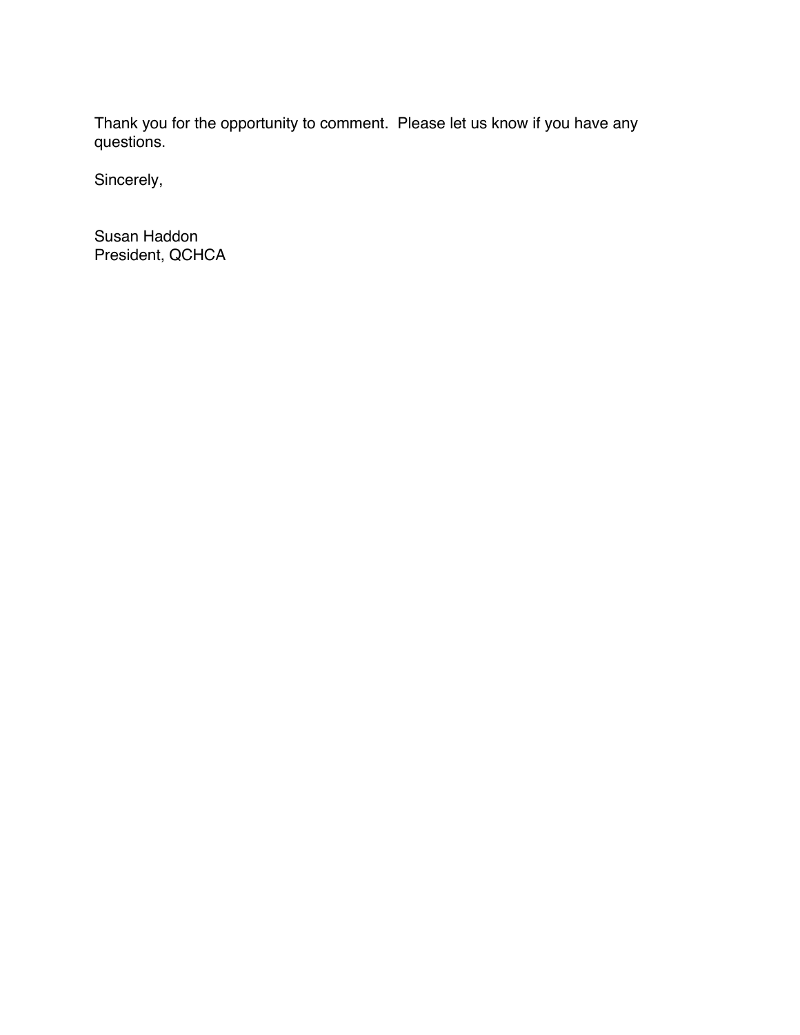Thank you for the opportunity to comment.  Please let us know if you have any questions.

Sincerely,

Susan Haddon
President, QCHCA